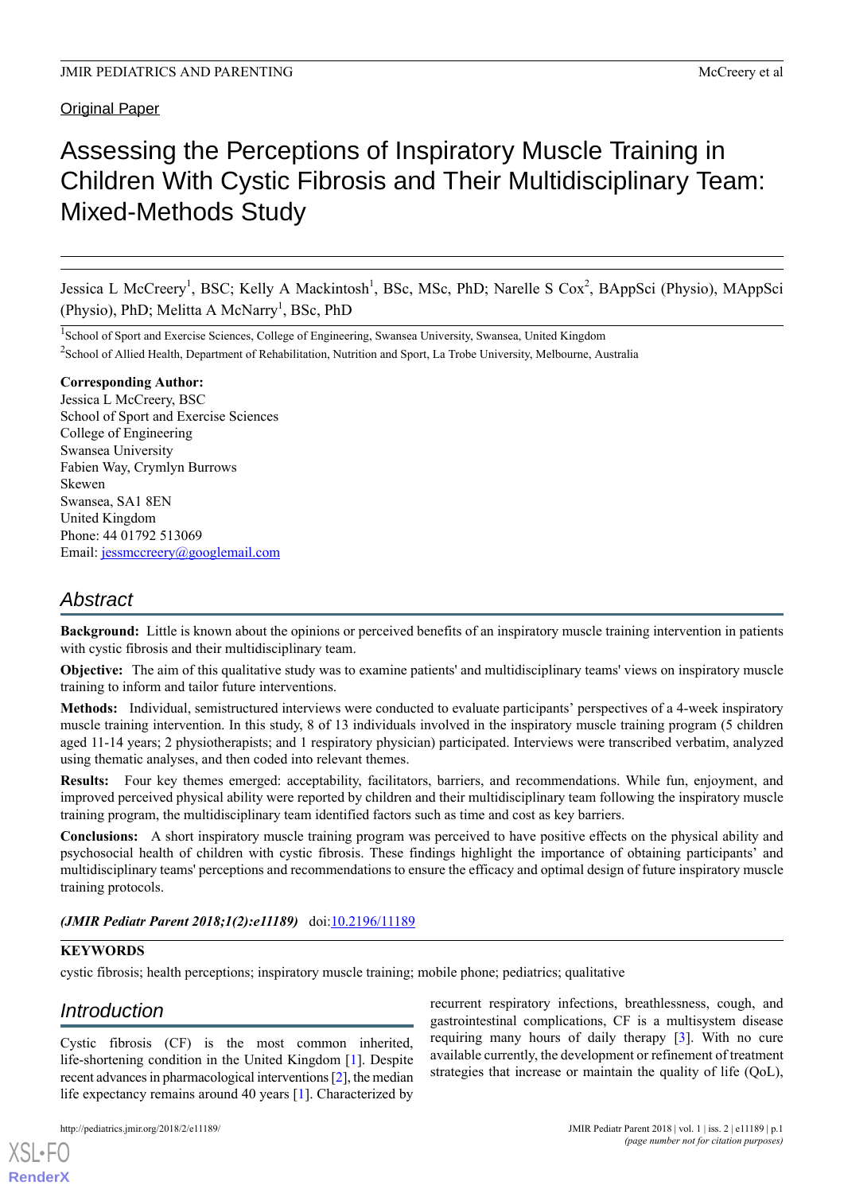Original Paper

# Assessing the Perceptions of Inspiratory Muscle Training in Children With Cystic Fibrosis and Their Multidisciplinary Team: Mixed-Methods Study

Jessica L McCreery[1], BSC; Kelly A Mackintosh[1], BSc, MSc, PhD; Narelle S Cox[2], BAppSci (Physio), MAppSci (Physio), PhD; Melitta A McNarry[1], BSc, PhD

[1]School of Sport and Exercise Sciences, College of Engineering, Swansea University, Swansea, United Kingdom

[2]School of Allied Health, Department of Rehabilitation, Nutrition and Sport, La Trobe University, Melbourne, Australia

**Corresponding Author:**
Jessica L McCreery, BSC
School of Sport and Exercise Sciences
College of Engineering
Swansea University
Fabien Way, Crymlyn Burrows
Skewen
Swansea, SA1 8EN
United Kingdom
Phone: 44 01792 513069
Email: jessmccreery@googlemail.com

## Abstract

**Background:** Little is known about the opinions or perceived benefits of an inspiratory muscle training intervention in patients with cystic fibrosis and their multidisciplinary team.

**Objective:** The aim of this qualitative study was to examine patients' and multidisciplinary teams' views on inspiratory muscle training to inform and tailor future interventions.

**Methods:** Individual, semistructured interviews were conducted to evaluate participants' perspectives of a 4-week inspiratory muscle training intervention. In this study, 8 of 13 individuals involved in the inspiratory muscle training program (5 children aged 11-14 years; 2 physiotherapists; and 1 respiratory physician) participated. Interviews were transcribed verbatim, analyzed using thematic analyses, and then coded into relevant themes.

**Results:** Four key themes emerged: acceptability, facilitators, barriers, and recommendations. While fun, enjoyment, and improved perceived physical ability were reported by children and their multidisciplinary team following the inspiratory muscle training program, the multidisciplinary team identified factors such as time and cost as key barriers.

**Conclusions:** A short inspiratory muscle training program was perceived to have positive effects on the physical ability and psychosocial health of children with cystic fibrosis. These findings highlight the importance of obtaining participants' and multidisciplinary teams' perceptions and recommendations to ensure the efficacy and optimal design of future inspiratory muscle training protocols.

***(JMIR Pediatr Parent 2018;1(2):e11189)*** doi:10.2196/11189

**KEYWORDS**

cystic fibrosis; health perceptions; inspiratory muscle training; mobile phone; pediatrics; qualitative

## Introduction

Cystic fibrosis (CF) is the most common inherited, life-shortening condition in the United Kingdom [1]. Despite recent advances in pharmacological interventions [2], the median life expectancy remains around 40 years [1]. Characterized by recurrent respiratory infections, breathlessness, cough, and gastrointestinal complications, CF is a multisystem disease requiring many hours of daily therapy [3]. With no cure available currently, the development or refinement of treatment strategies that increase or maintain the quality of life (QoL),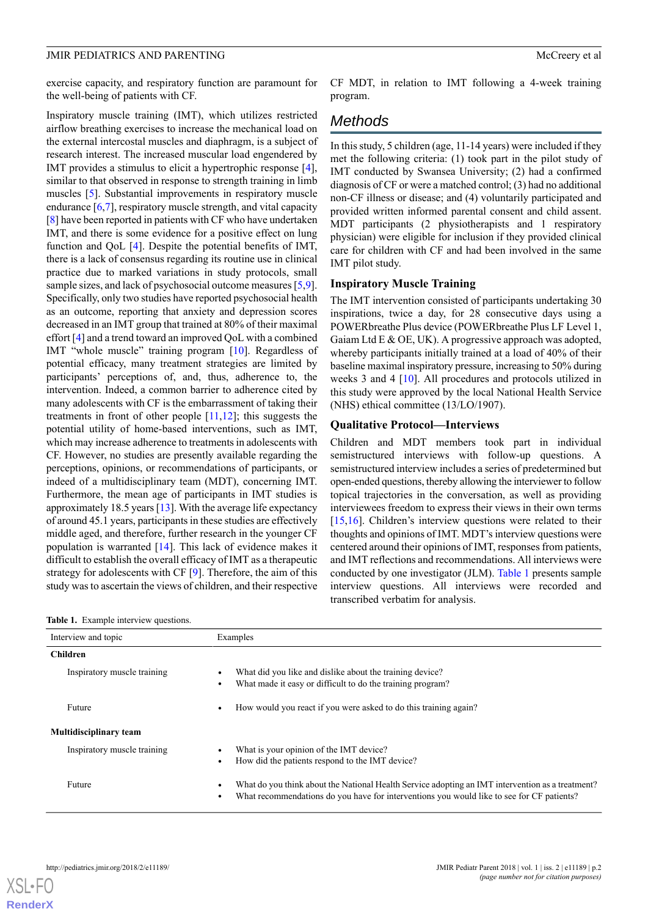exercise capacity, and respiratory function are paramount for the well-being of patients with CF.

Inspiratory muscle training (IMT), which utilizes restricted airflow breathing exercises to increase the mechanical load on the external intercostal muscles and diaphragm, is a subject of research interest. The increased muscular load engendered by IMT provides a stimulus to elicit a hypertrophic response [4], similar to that observed in response to strength training in limb muscles [5]. Substantial improvements in respiratory muscle endurance [6,7], respiratory muscle strength, and vital capacity [8] have been reported in patients with CF who have undertaken IMT, and there is some evidence for a positive effect on lung function and QoL [4]. Despite the potential benefits of IMT, there is a lack of consensus regarding its routine use in clinical practice due to marked variations in study protocols, small sample sizes, and lack of psychosocial outcome measures [5,9]. Specifically, only two studies have reported psychosocial health as an outcome, reporting that anxiety and depression scores decreased in an IMT group that trained at 80% of their maximal effort [4] and a trend toward an improved QoL with a combined IMT "whole muscle" training program [10]. Regardless of potential efficacy, many treatment strategies are limited by participants' perceptions of, and, thus, adherence to, the intervention. Indeed, a common barrier to adherence cited by many adolescents with CF is the embarrassment of taking their treatments in front of other people [11,12]; this suggests the potential utility of home-based interventions, such as IMT, which may increase adherence to treatments in adolescents with CF. However, no studies are presently available regarding the perceptions, opinions, or recommendations of participants, or indeed of a multidisciplinary team (MDT), concerning IMT. Furthermore, the mean age of participants in IMT studies is approximately 18.5 years [13]. With the average life expectancy of around 45.1 years, participants in these studies are effectively middle aged, and therefore, further research in the younger CF population is warranted [14]. This lack of evidence makes it difficult to establish the overall efficacy of IMT as a therapeutic strategy for adolescents with CF [9]. Therefore, the aim of this study was to ascertain the views of children, and their respective CF MDT, in relation to IMT following a 4-week training program.

# Methods

In this study, 5 children (age, 11-14 years) were included if they met the following criteria: (1) took part in the pilot study of IMT conducted by Swansea University; (2) had a confirmed diagnosis of CF or were a matched control; (3) had no additional non-CF illness or disease; and (4) voluntarily participated and provided written informed parental consent and child assent. MDT participants (2 physiotherapists and 1 respiratory physician) were eligible for inclusion if they provided clinical care for children with CF and had been involved in the same IMT pilot study.

## Inspiratory Muscle Training

The IMT intervention consisted of participants undertaking 30 inspirations, twice a day, for 28 consecutive days using a POWERbreathe Plus device (POWERbreathe Plus LF Level 1, Gaiam Ltd E & OE, UK). A progressive approach was adopted, whereby participants initially trained at a load of 40% of their baseline maximal inspiratory pressure, increasing to 50% during weeks 3 and 4 [10]. All procedures and protocols utilized in this study were approved by the local National Health Service (NHS) ethical committee (13/LO/1907).

## Qualitative Protocol—Interviews

Children and MDT members took part in individual semistructured interviews with follow-up questions. A semistructured interview includes a series of predetermined but open-ended questions, thereby allowing the interviewer to follow topical trajectories in the conversation, as well as providing interviewees freedom to express their views in their own terms [15,16]. Children's interview questions were related to their thoughts and opinions of IMT. MDT's interview questions were centered around their opinions of IMT, responses from patients, and IMT reflections and recommendations. All interviews were conducted by one investigator (JLM). Table 1 presents sample interview questions. All interviews were recorded and transcribed verbatim for analysis.

**Table 1.** Example interview questions.

| Interview and topic | Examples |
|---|---|
| **Children** | |
| Inspiratory muscle training | • What did you like and dislike about the training device?<br>• What made it easy or difficult to do the training program? |
| Future | • How would you react if you were asked to do this training again? |
| **Multidisciplinary team** | |
| Inspiratory muscle training | • What is your opinion of the IMT device?<br>• How did the patients respond to the IMT device? |
| Future | • What do you think about the National Health Service adopting an IMT intervention as a treatment?<br>• What recommendations do you have for interventions you would like to see for CF patients? |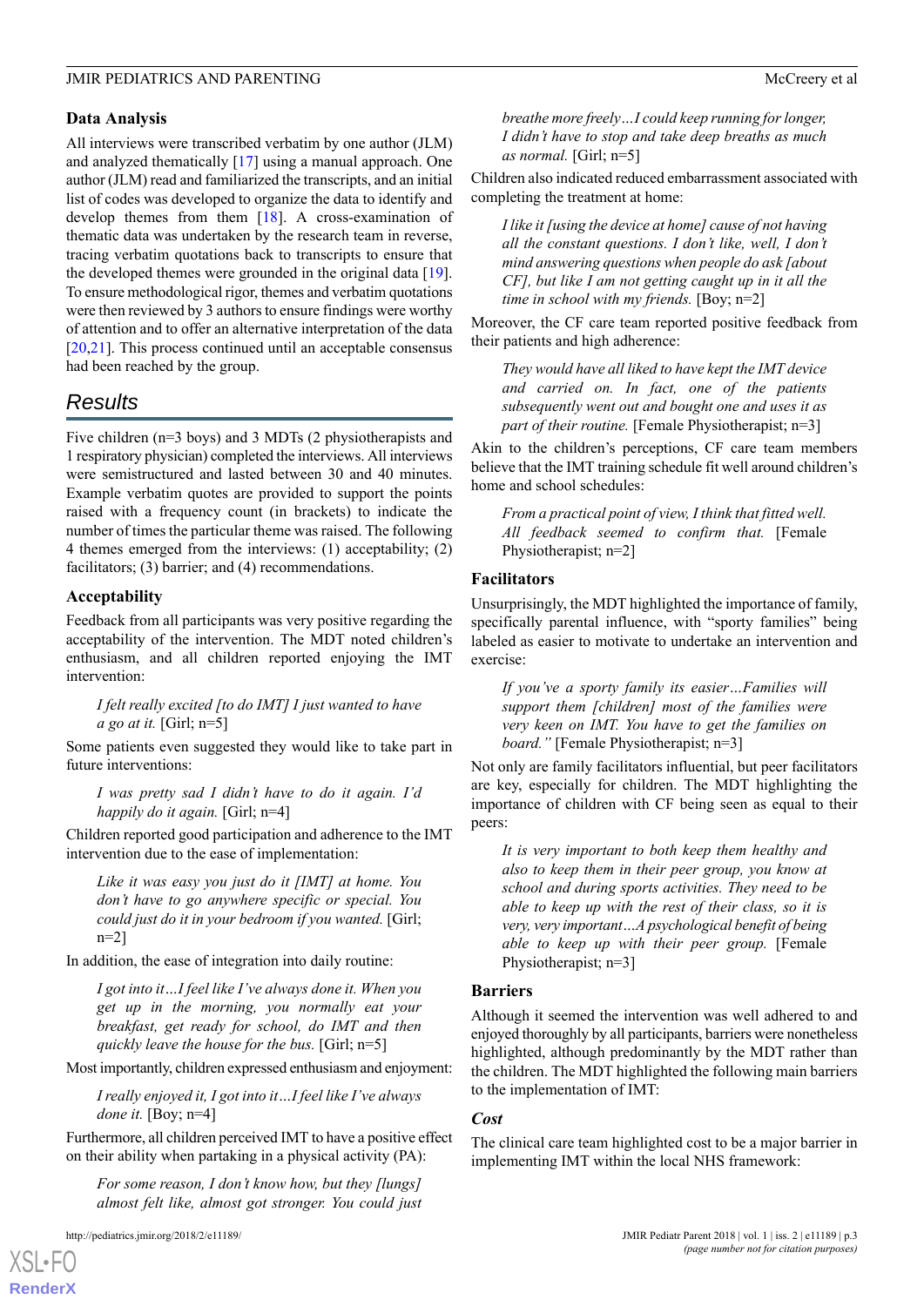## Data Analysis

All interviews were transcribed verbatim by one author (JLM) and analyzed thematically [17] using a manual approach. One author (JLM) read and familiarized the transcripts, and an initial list of codes was developed to organize the data to identify and develop themes from them [18]. A cross-examination of thematic data was undertaken by the research team in reverse, tracing verbatim quotations back to transcripts to ensure that the developed themes were grounded in the original data [19]. To ensure methodological rigor, themes and verbatim quotations were then reviewed by 3 authors to ensure findings were worthy of attention and to offer an alternative interpretation of the data [20,21]. This process continued until an acceptable consensus had been reached by the group.

# Results

Five children (n=3 boys) and 3 MDTs (2 physiotherapists and 1 respiratory physician) completed the interviews. All interviews were semistructured and lasted between 30 and 40 minutes. Example verbatim quotes are provided to support the points raised with a frequency count (in brackets) to indicate the number of times the particular theme was raised. The following 4 themes emerged from the interviews: (1) acceptability; (2) facilitators; (3) barrier; and (4) recommendations.

## Acceptability

Feedback from all participants was very positive regarding the acceptability of the intervention. The MDT noted children's enthusiasm, and all children reported enjoying the IMT intervention:

> *I felt really excited [to do IMT] I just wanted to have a go at it.* [Girl; n=5]

Some patients even suggested they would like to take part in future interventions:

> *I was pretty sad I didn't have to do it again. I'd happily do it again.* [Girl; n=4]

Children reported good participation and adherence to the IMT intervention due to the ease of implementation:

> *Like it was easy you just do it [IMT] at home. You don't have to go anywhere specific or special. You could just do it in your bedroom if you wanted.* [Girl; n=2]

In addition, the ease of integration into daily routine:

> *I got into it…I feel like I've always done it. When you get up in the morning, you normally eat your breakfast, get ready for school, do IMT and then quickly leave the house for the bus.* [Girl; n=5]

Most importantly, children expressed enthusiasm and enjoyment:

> *I really enjoyed it, I got into it…I feel like I've always done it.* [Boy; n=4]

Furthermore, all children perceived IMT to have a positive effect on their ability when partaking in a physical activity (PA):

> *For some reason, I don't know how, but they [lungs] almost felt like, almost got stronger. You could just breathe more freely…I could keep running for longer, I didn't have to stop and take deep breaths as much as normal.* [Girl; n=5]

Children also indicated reduced embarrassment associated with completing the treatment at home:

> *I like it [using the device at home] cause of not having all the constant questions. I don't like, well, I don't mind answering questions when people do ask [about CF], but like I am not getting caught up in it all the time in school with my friends.* [Boy; n=2]

Moreover, the CF care team reported positive feedback from their patients and high adherence:

> *They would have all liked to have kept the IMT device and carried on. In fact, one of the patients subsequently went out and bought one and uses it as part of their routine.* [Female Physiotherapist; n=3]

Akin to the children's perceptions, CF care team members believe that the IMT training schedule fit well around children's home and school schedules:

> *From a practical point of view, I think that fitted well. All feedback seemed to confirm that.* [Female Physiotherapist; n=2]

## Facilitators

Unsurprisingly, the MDT highlighted the importance of family, specifically parental influence, with "sporty families" being labeled as easier to motivate to undertake an intervention and exercise:

> *If you've a sporty family its easier…Families will support them [children] most of the families were very keen on IMT. You have to get the families on board."* [Female Physiotherapist; n=3]

Not only are family facilitators influential, but peer facilitators are key, especially for children. The MDT highlighting the importance of children with CF being seen as equal to their peers:

> *It is very important to both keep them healthy and also to keep them in their peer group, you know at school and during sports activities. They need to be able to keep up with the rest of their class, so it is very, very important…A psychological benefit of being able to keep up with their peer group.* [Female Physiotherapist; n=3]

## Barriers

Although it seemed the intervention was well adhered to and enjoyed thoroughly by all participants, barriers were nonetheless highlighted, although predominantly by the MDT rather than the children. The MDT highlighted the following main barriers to the implementation of IMT:

### *Cost*

The clinical care team highlighted cost to be a major barrier in implementing IMT within the local NHS framework: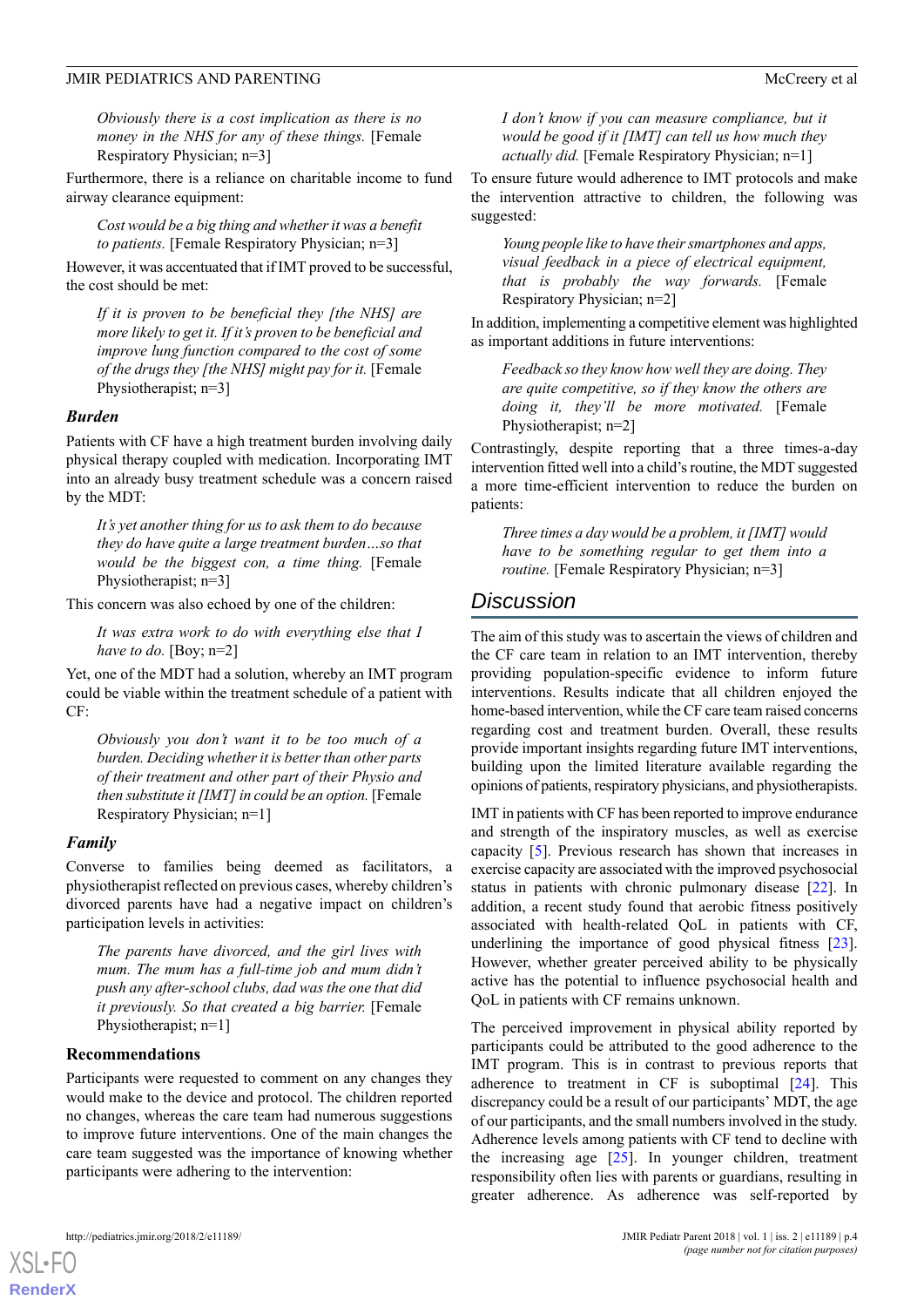*Obviously there is a cost implication as there is no money in the NHS for any of these things.* [Female Respiratory Physician; n=3]

Furthermore, there is a reliance on charitable income to fund airway clearance equipment:

> *Cost would be a big thing and whether it was a benefit to patients.* [Female Respiratory Physician; n=3]

However, it was accentuated that if IMT proved to be successful, the cost should be met:

> *If it is proven to be beneficial they [the NHS] are more likely to get it. If it's proven to be beneficial and improve lung function compared to the cost of some of the drugs they [the NHS] might pay for it.* [Female Physiotherapist; n=3]

### Burden

Patients with CF have a high treatment burden involving daily physical therapy coupled with medication. Incorporating IMT into an already busy treatment schedule was a concern raised by the MDT:

> *It's yet another thing for us to ask them to do because they do have quite a large treatment burden…so that would be the biggest con, a time thing.* [Female Physiotherapist; n=3]

This concern was also echoed by one of the children:

> *It was extra work to do with everything else that I have to do.* [Boy; n=2]

Yet, one of the MDT had a solution, whereby an IMT program could be viable within the treatment schedule of a patient with CF:

> *Obviously you don't want it to be too much of a burden. Deciding whether it is better than other parts of their treatment and other part of their Physio and then substitute it [IMT] in could be an option.* [Female Respiratory Physician; n=1]

### Family

Converse to families being deemed as facilitators, a physiotherapist reflected on previous cases, whereby children's divorced parents have had a negative impact on children's participation levels in activities:

> *The parents have divorced, and the girl lives with mum. The mum has a full-time job and mum didn't push any after-school clubs, dad was the one that did it previously. So that created a big barrier.* [Female Physiotherapist; n=1]

## Recommendations

Participants were requested to comment on any changes they would make to the device and protocol. The children reported no changes, whereas the care team had numerous suggestions to improve future interventions. One of the main changes the care team suggested was the importance of knowing whether participants were adhering to the intervention:

> *I don't know if you can measure compliance, but it would be good if it [IMT] can tell us how much they actually did.* [Female Respiratory Physician; n=1]

To ensure future would adherence to IMT protocols and make the intervention attractive to children, the following was suggested:

> *Young people like to have their smartphones and apps, visual feedback in a piece of electrical equipment, that is probably the way forwards.* [Female Respiratory Physician; n=2]

In addition, implementing a competitive element was highlighted as important additions in future interventions:

> *Feedback so they know how well they are doing. They are quite competitive, so if they know the others are doing it, they'll be more motivated.* [Female Physiotherapist; n=2]

Contrastingly, despite reporting that a three times-a-day intervention fitted well into a child's routine, the MDT suggested a more time-efficient intervention to reduce the burden on patients:

> *Three times a day would be a problem, it [IMT] would have to be something regular to get them into a routine.* [Female Respiratory Physician; n=3]

# Discussion

The aim of this study was to ascertain the views of children and the CF care team in relation to an IMT intervention, thereby providing population-specific evidence to inform future interventions. Results indicate that all children enjoyed the home-based intervention, while the CF care team raised concerns regarding cost and treatment burden. Overall, these results provide important insights regarding future IMT interventions, building upon the limited literature available regarding the opinions of patients, respiratory physicians, and physiotherapists.

IMT in patients with CF has been reported to improve endurance and strength of the inspiratory muscles, as well as exercise capacity [5]. Previous research has shown that increases in exercise capacity are associated with the improved psychosocial status in patients with chronic pulmonary disease [22]. In addition, a recent study found that aerobic fitness positively associated with health-related QoL in patients with CF, underlining the importance of good physical fitness [23]. However, whether greater perceived ability to be physically active has the potential to influence psychosocial health and QoL in patients with CF remains unknown.

The perceived improvement in physical ability reported by participants could be attributed to the good adherence to the IMT program. This is in contrast to previous reports that adherence to treatment in CF is suboptimal [24]. This discrepancy could be a result of our participants' MDT, the age of our participants, and the small numbers involved in the study. Adherence levels among patients with CF tend to decline with the increasing age [25]. In younger children, treatment responsibility often lies with parents or guardians, resulting in greater adherence. As adherence was self-reported by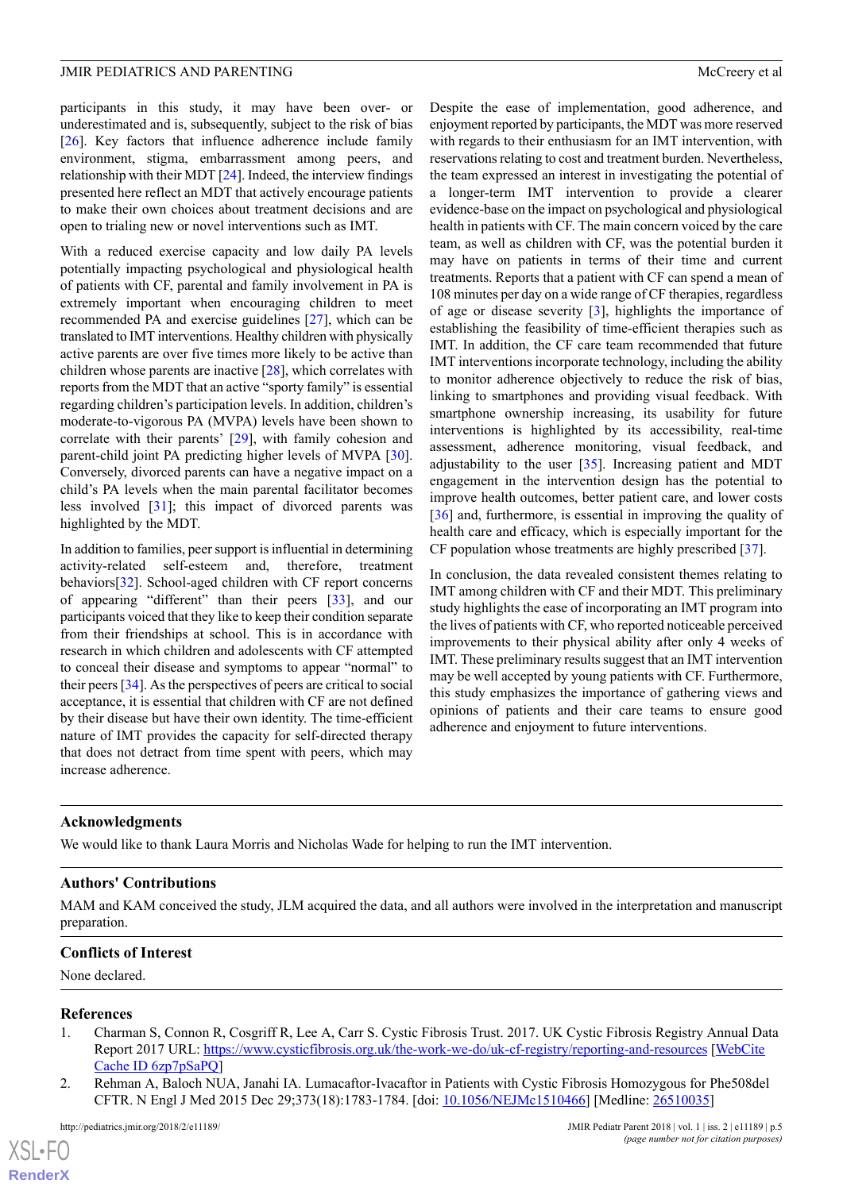participants in this study, it may have been over- or underestimated and is, subsequently, subject to the risk of bias [26]. Key factors that influence adherence include family environment, stigma, embarrassment among peers, and relationship with their MDT [24]. Indeed, the interview findings presented here reflect an MDT that actively encourage patients to make their own choices about treatment decisions and are open to trialing new or novel interventions such as IMT.

With a reduced exercise capacity and low daily PA levels potentially impacting psychological and physiological health of patients with CF, parental and family involvement in PA is extremely important when encouraging children to meet recommended PA and exercise guidelines [27], which can be translated to IMT interventions. Healthy children with physically active parents are over five times more likely to be active than children whose parents are inactive [28], which correlates with reports from the MDT that an active "sporty family" is essential regarding children's participation levels. In addition, children's moderate-to-vigorous PA (MVPA) levels have been shown to correlate with their parents' [29], with family cohesion and parent-child joint PA predicting higher levels of MVPA [30]. Conversely, divorced parents can have a negative impact on a child's PA levels when the main parental facilitator becomes less involved [31]; this impact of divorced parents was highlighted by the MDT.

In addition to families, peer support is influential in determining activity-related self-esteem and, therefore, treatment behaviors[32]. School-aged children with CF report concerns of appearing "different" than their peers [33], and our participants voiced that they like to keep their condition separate from their friendships at school. This is in accordance with research in which children and adolescents with CF attempted to conceal their disease and symptoms to appear "normal" to their peers [34]. As the perspectives of peers are critical to social acceptance, it is essential that children with CF are not defined by their disease but have their own identity. The time-efficient nature of IMT provides the capacity for self-directed therapy that does not detract from time spent with peers, which may increase adherence.

Despite the ease of implementation, good adherence, and enjoyment reported by participants, the MDT was more reserved with regards to their enthusiasm for an IMT intervention, with reservations relating to cost and treatment burden. Nevertheless, the team expressed an interest in investigating the potential of a longer-term IMT intervention to provide a clearer evidence-base on the impact on psychological and physiological health in patients with CF. The main concern voiced by the care team, as well as children with CF, was the potential burden it may have on patients in terms of their time and current treatments. Reports that a patient with CF can spend a mean of 108 minutes per day on a wide range of CF therapies, regardless of age or disease severity [3], highlights the importance of establishing the feasibility of time-efficient therapies such as IMT. In addition, the CF care team recommended that future IMT interventions incorporate technology, including the ability to monitor adherence objectively to reduce the risk of bias, linking to smartphones and providing visual feedback. With smartphone ownership increasing, its usability for future interventions is highlighted by its accessibility, real-time assessment, adherence monitoring, visual feedback, and adjustability to the user [35]. Increasing patient and MDT engagement in the intervention design has the potential to improve health outcomes, better patient care, and lower costs [36] and, furthermore, is essential in improving the quality of health care and efficacy, which is especially important for the CF population whose treatments are highly prescribed [37].

In conclusion, the data revealed consistent themes relating to IMT among children with CF and their MDT. This preliminary study highlights the ease of incorporating an IMT program into the lives of patients with CF, who reported noticeable perceived improvements to their physical ability after only 4 weeks of IMT. These preliminary results suggest that an IMT intervention may be well accepted by young patients with CF. Furthermore, this study emphasizes the importance of gathering views and opinions of patients and their care teams to ensure good adherence and enjoyment to future interventions.

## Acknowledgments

We would like to thank Laura Morris and Nicholas Wade for helping to run the IMT intervention.

## Authors' Contributions

MAM and KAM conceived the study, JLM acquired the data, and all authors were involved in the interpretation and manuscript preparation.

## Conflicts of Interest

None declared.

## References

1. Charman S, Connon R, Cosgriff R, Lee A, Carr S. Cystic Fibrosis Trust. 2017. UK Cystic Fibrosis Registry Annual Data Report 2017 URL: https://www.cysticfibrosis.org.uk/the-work-we-do/uk-cf-registry/reporting-and-resources [WebCite Cache ID 6zp7pSaPQ]
2. Rehman A, Baloch NUA, Janahi IA. Lumacaftor-Ivacaftor in Patients with Cystic Fibrosis Homozygous for Phe508del CFTR. N Engl J Med 2015 Dec 29;373(18):1783-1784. [doi: 10.1056/NEJMc1510466] [Medline: 26510035]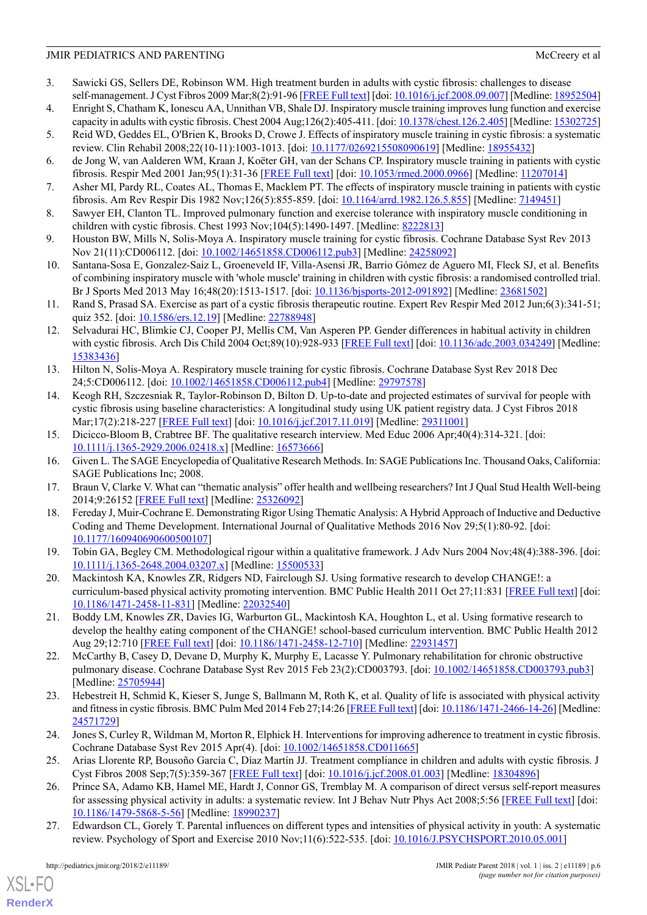3. Sawicki GS, Sellers DE, Robinson WM. High treatment burden in adults with cystic fibrosis: challenges to disease self-management. J Cyst Fibros 2009 Mar;8(2):91-96 [FREE Full text] [doi: 10.1016/j.jcf.2008.09.007] [Medline: 18952504]
4. Enright S, Chatham K, Ionescu AA, Unnithan VB, Shale DJ. Inspiratory muscle training improves lung function and exercise capacity in adults with cystic fibrosis. Chest 2004 Aug;126(2):405-411. [doi: 10.1378/chest.126.2.405] [Medline: 15302725]
5. Reid WD, Geddes EL, O'Brien K, Brooks D, Crowe J. Effects of inspiratory muscle training in cystic fibrosis: a systematic review. Clin Rehabil 2008;22(10-11):1003-1013. [doi: 10.1177/0269215508090619] [Medline: 18955432]
6. de Jong W, van Aalderen WM, Kraan J, Koëter GH, van der Schans CP. Inspiratory muscle training in patients with cystic fibrosis. Respir Med 2001 Jan;95(1):31-36 [FREE Full text] [doi: 10.1053/rmed.2000.0966] [Medline: 11207014]
7. Asher MI, Pardy RL, Coates AL, Thomas E, Macklem PT. The effects of inspiratory muscle training in patients with cystic fibrosis. Am Rev Respir Dis 1982 Nov;126(5):855-859. [doi: 10.1164/arrd.1982.126.5.855] [Medline: 7149451]
8. Sawyer EH, Clanton TL. Improved pulmonary function and exercise tolerance with inspiratory muscle conditioning in children with cystic fibrosis. Chest 1993 Nov;104(5):1490-1497. [Medline: 8222813]
9. Houston BW, Mills N, Solis-Moya A. Inspiratory muscle training for cystic fibrosis. Cochrane Database Syst Rev 2013 Nov 21(11):CD006112. [doi: 10.1002/14651858.CD006112.pub3] [Medline: 24258092]
10. Santana-Sosa E, Gonzalez-Saiz L, Groeneveld IF, Villa-Asensi JR, Barrio Gómez de Aguero MI, Fleck SJ, et al. Benefits of combining inspiratory muscle with 'whole muscle' training in children with cystic fibrosis: a randomised controlled trial. Br J Sports Med 2013 May 16;48(20):1513-1517. [doi: 10.1136/bjsports-2012-091892] [Medline: 23681502]
11. Rand S, Prasad SA. Exercise as part of a cystic fibrosis therapeutic routine. Expert Rev Respir Med 2012 Jun;6(3):341-51; quiz 352. [doi: 10.1586/ers.12.19] [Medline: 22788948]
12. Selvadurai HC, Blimkie CJ, Cooper PJ, Mellis CM, Van Asperen PP. Gender differences in habitual activity in children with cystic fibrosis. Arch Dis Child 2004 Oct;89(10):928-933 [FREE Full text] [doi: 10.1136/adc.2003.034249] [Medline: 15383436]
13. Hilton N, Solis-Moya A. Respiratory muscle training for cystic fibrosis. Cochrane Database Syst Rev 2018 Dec 24;5:CD006112. [doi: 10.1002/14651858.CD006112.pub4] [Medline: 29797578]
14. Keogh RH, Szczesniak R, Taylor-Robinson D, Bilton D. Up-to-date and projected estimates of survival for people with cystic fibrosis using baseline characteristics: A longitudinal study using UK patient registry data. J Cyst Fibros 2018 Mar;17(2):218-227 [FREE Full text] [doi: 10.1016/j.jcf.2017.11.019] [Medline: 29311001]
15. Dicicco-Bloom B, Crabtree BF. The qualitative research interview. Med Educ 2006 Apr;40(4):314-321. [doi: 10.1111/j.1365-2929.2006.02418.x] [Medline: 16573666]
16. Given L. The SAGE Encyclopedia of Qualitative Research Methods. In: SAGE Publications Inc. Thousand Oaks, California: SAGE Publications Inc; 2008.
17. Braun V, Clarke V. What can "thematic analysis" offer health and wellbeing researchers? Int J Qual Stud Health Well-being 2014;9:26152 [FREE Full text] [Medline: 25326092]
18. Fereday J, Muir-Cochrane E. Demonstrating Rigor Using Thematic Analysis: A Hybrid Approach of Inductive and Deductive Coding and Theme Development. International Journal of Qualitative Methods 2016 Nov 29;5(1):80-92. [doi: 10.1177/160940690600500107]
19. Tobin GA, Begley CM. Methodological rigour within a qualitative framework. J Adv Nurs 2004 Nov;48(4):388-396. [doi: 10.1111/j.1365-2648.2004.03207.x] [Medline: 15500533]
20. Mackintosh KA, Knowles ZR, Ridgers ND, Fairclough SJ. Using formative research to develop CHANGE!: a curriculum-based physical activity promoting intervention. BMC Public Health 2011 Oct 27;11:831 [FREE Full text] [doi: 10.1186/1471-2458-11-831] [Medline: 22032540]
21. Boddy LM, Knowles ZR, Davies IG, Warburton GL, Mackintosh KA, Houghton L, et al. Using formative research to develop the healthy eating component of the CHANGE! school-based curriculum intervention. BMC Public Health 2012 Aug 29;12:710 [FREE Full text] [doi: 10.1186/1471-2458-12-710] [Medline: 22931457]
22. McCarthy B, Casey D, Devane D, Murphy K, Murphy E, Lacasse Y. Pulmonary rehabilitation for chronic obstructive pulmonary disease. Cochrane Database Syst Rev 2015 Feb 23(2):CD003793. [doi: 10.1002/14651858.CD003793.pub3] [Medline: 25705944]
23. Hebestreit H, Schmid K, Kieser S, Junge S, Ballmann M, Roth K, et al. Quality of life is associated with physical activity and fitness in cystic fibrosis. BMC Pulm Med 2014 Feb 27;14:26 [FREE Full text] [doi: 10.1186/1471-2466-14-26] [Medline: 24571729]
24. Jones S, Curley R, Wildman M, Morton R, Elphick H. Interventions for improving adherence to treatment in cystic fibrosis. Cochrane Database Syst Rev 2015 Apr(4). [doi: 10.1002/14651858.CD011665]
25. Arias Llorente RP, Bousoño García C, Díaz Martín JJ. Treatment compliance in children and adults with cystic fibrosis. J Cyst Fibros 2008 Sep;7(5):359-367 [FREE Full text] [doi: 10.1016/j.jcf.2008.01.003] [Medline: 18304896]
26. Prince SA, Adamo KB, Hamel ME, Hardt J, Connor GS, Tremblay M. A comparison of direct versus self-report measures for assessing physical activity in adults: a systematic review. Int J Behav Nutr Phys Act 2008;5:56 [FREE Full text] [doi: 10.1186/1479-5868-5-56] [Medline: 18990237]
27. Edwardson CL, Gorely T. Parental influences on different types and intensities of physical activity in youth: A systematic review. Psychology of Sport and Exercise 2010 Nov;11(6):522-535. [doi: 10.1016/J.PSYCHSPORT.2010.05.001]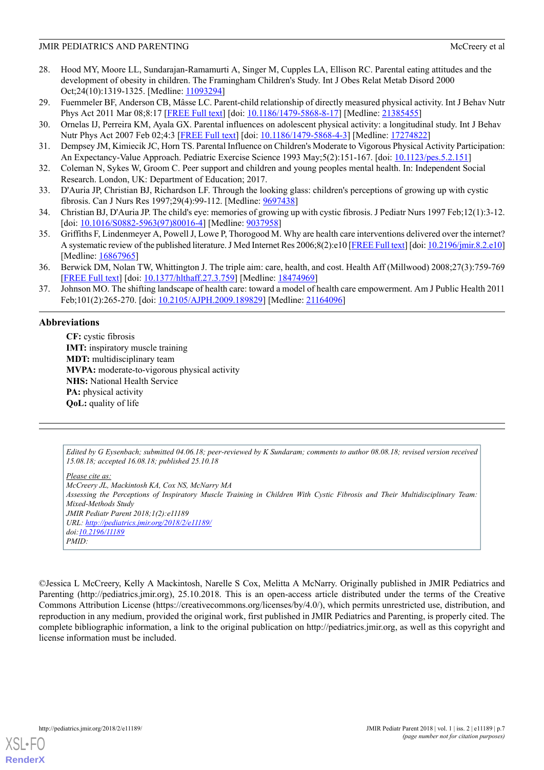28. Hood MY, Moore LL, Sundarajan-Ramamurti A, Singer M, Cupples LA, Ellison RC. Parental eating attitudes and the development of obesity in children. The Framingham Children's Study. Int J Obes Relat Metab Disord 2000 Oct;24(10):1319-1325. [Medline: 11093294]
29. Fuemmeler BF, Anderson CB, Mâsse LC. Parent-child relationship of directly measured physical activity. Int J Behav Nutr Phys Act 2011 Mar 08;8:17 [FREE Full text] [doi: 10.1186/1479-5868-8-17] [Medline: 21385455]
30. Ornelas IJ, Perreira KM, Ayala GX. Parental influences on adolescent physical activity: a longitudinal study. Int J Behav Nutr Phys Act 2007 Feb 02;4:3 [FREE Full text] [doi: 10.1186/1479-5868-4-3] [Medline: 17274822]
31. Dempsey JM, Kimiecik JC, Horn TS. Parental Influence on Children's Moderate to Vigorous Physical Activity Participation: An Expectancy-Value Approach. Pediatric Exercise Science 1993 May;5(2):151-167. [doi: 10.1123/pes.5.2.151]
32. Coleman N, Sykes W, Groom C. Peer support and children and young peoples mental health. In: Independent Social Research. London, UK: Department of Education; 2017.
33. D'Auria JP, Christian BJ, Richardson LF. Through the looking glass: children's perceptions of growing up with cystic fibrosis. Can J Nurs Res 1997;29(4):99-112. [Medline: 9697438]
34. Christian BJ, D'Auria JP. The child's eye: memories of growing up with cystic fibrosis. J Pediatr Nurs 1997 Feb;12(1):3-12. [doi: 10.1016/S0882-5963(97)80016-4] [Medline: 9037958]
35. Griffiths F, Lindenmeyer A, Powell J, Lowe P, Thorogood M. Why are health care interventions delivered over the internet? A systematic review of the published literature. J Med Internet Res 2006;8(2):e10 [FREE Full text] [doi: 10.2196/jmir.8.2.e10] [Medline: 16867965]
36. Berwick DM, Nolan TW, Whittington J. The triple aim: care, health, and cost. Health Aff (Millwood) 2008;27(3):759-769 [FREE Full text] [doi: 10.1377/hlthaff.27.3.759] [Medline: 18474969]
37. Johnson MO. The shifting landscape of health care: toward a model of health care empowerment. Am J Public Health 2011 Feb;101(2):265-270. [doi: 10.2105/AJPH.2009.189829] [Medline: 21164096]

## Abbreviations

**CF:** cystic fibrosis
**IMT:** inspiratory muscle training
**MDT:** multidisciplinary team
**MVPA:** moderate-to-vigorous physical activity
**NHS:** National Health Service
**PA:** physical activity
**QoL:** quality of life

*Edited by G Eysenbach; submitted 04.06.18; peer-reviewed by K Sundaram; comments to author 08.08.18; revised version received 15.08.18; accepted 16.08.18; published 25.10.18*

*Please cite as:*
*McCreery JL, Mackintosh KA, Cox NS, McNarry MA*
*Assessing the Perceptions of Inspiratory Muscle Training in Children With Cystic Fibrosis and Their Multidisciplinary Team: Mixed-Methods Study*
*JMIR Pediatr Parent 2018;1(2):e11189*
*URL: http://pediatrics.jmir.org/2018/2/e11189/*
*doi:10.2196/11189*
*PMID:*

©Jessica L McCreery, Kelly A Mackintosh, Narelle S Cox, Melitta A McNarry. Originally published in JMIR Pediatrics and Parenting (http://pediatrics.jmir.org), 25.10.2018. This is an open-access article distributed under the terms of the Creative Commons Attribution License (https://creativecommons.org/licenses/by/4.0/), which permits unrestricted use, distribution, and reproduction in any medium, provided the original work, first published in JMIR Pediatrics and Parenting, is properly cited. The complete bibliographic information, a link to the original publication on http://pediatrics.jmir.org, as well as this copyright and license information must be included.